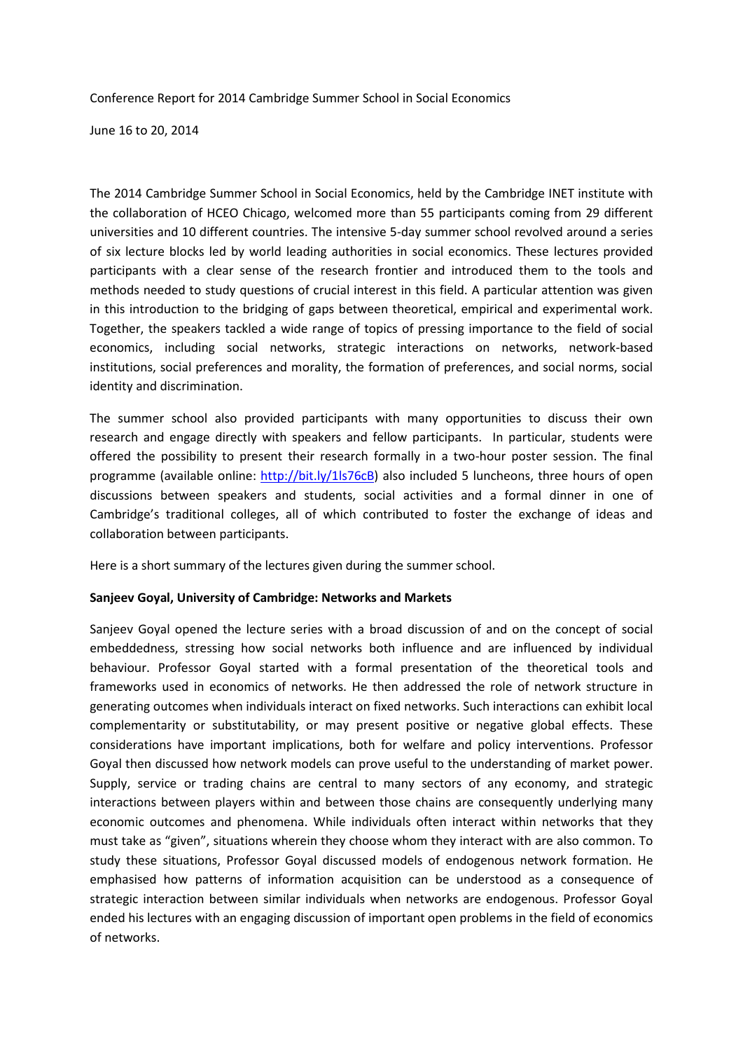Conference Report for 2014 Cambridge Summer School in Social Economics

June 16 to 20, 2014

The 2014 Cambridge Summer School in Social Economics, held by the Cambridge INET institute with the collaboration of HCEO Chicago, welcomed more than 55 participants coming from 29 different universities and 10 different countries. The intensive 5-day summer school revolved around a series of six lecture blocks led by world leading authorities in social economics. These lectures provided participants with a clear sense of the research frontier and introduced them to the tools and methods needed to study questions of crucial interest in this field. A particular attention was given in this introduction to the bridging of gaps between theoretical, empirical and experimental work. Together, the speakers tackled a wide range of topics of pressing importance to the field of social economics, including social networks, strategic interactions on networks, network-based institutions, social preferences and morality, the formation of preferences, and social norms, social identity and discrimination.

The summer school also provided participants with many opportunities to discuss their own research and engage directly with speakers and fellow participants. In particular, students were offered the possibility to present their research formally in a two-hour poster session. The final programme (available online: [http://bit.ly/1ls76cB](http://bit.ly/1ls76cB)) also included 5 luncheons, three hours of open discussions between speakers and students, social activities and a formal dinner in one of Cambridge's traditional colleges, all of which contributed to foster the exchange of ideas and collaboration between participants.

Here is a short summary of the lectures given during the summer school.

**Sanjeev Goyal, University of Cambridge: Networks and Markets**

Sanjeev Goyal opened the lecture series with a broad discussion of and on the concept of social embeddedness, stressing how social networks both influence and are influenced by individual behaviour. Professor Goyal started with a formal presentation of the theoretical tools and frameworks used in economics of networks. He then addressed the role of network structure in generating outcomes when individuals interact on fixed networks. Such interactions can exhibit local complementarity or substitutability, or may present positive or negative global effects. These considerations have important implications, both for welfare and policy interventions. Professor Goyal then discussed how network models can prove useful to the understanding of market power. Supply, service or trading chains are central to many sectors of any economy, and strategic interactions between players within and between those chains are consequently underlying many economic outcomes and phenomena. While individuals often interact within networks that they must take as "given", situations wherein they choose whom they interact with are also common. To study these situations, Professor Goyal discussed models of endogenous network formation. He emphasised how patterns of information acquisition can be understood as a consequence of strategic interaction between similar individuals when networks are endogenous. Professor Goyal ended his lectures with an engaging discussion of important open problems in the field of economics of networks.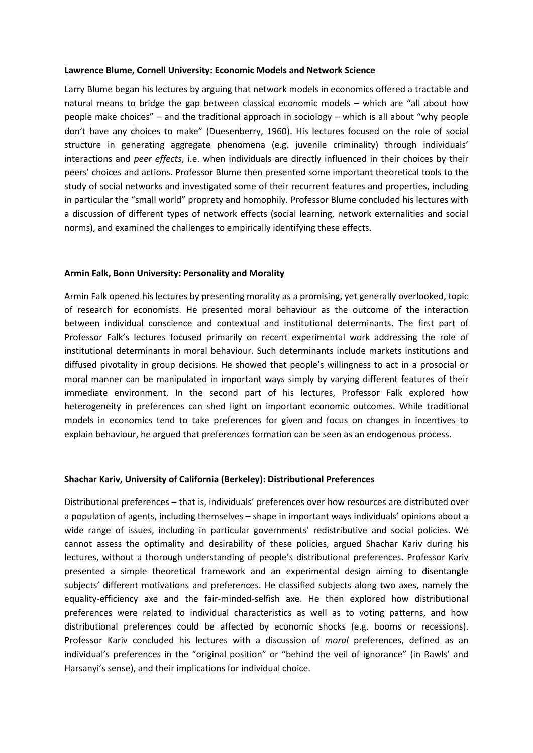**Lawrence Blume, Cornell University: Economic Models and Network Science**

Larry Blume began his lectures by arguing that network models in economics offered a tractable and natural means to bridge the gap between classical economic models – which are "all about how people make choices" – and the traditional approach in sociology – which is all about "why people don't have any choices to make" (Duesenberry, 1960). His lectures focused on the role of social structure in generating aggregate phenomena (e.g. juvenile criminality) through individuals' interactions and *peer effects*, i.e. when individuals are directly influenced in their choices by their peers' choices and actions. Professor Blume then presented some important theoretical tools to the study of social networks and investigated some of their recurrent features and properties, including in particular the "small world" proprety and homophily. Professor Blume concluded his lectures with a discussion of different types of network effects (social learning, network externalities and social norms), and examined the challenges to empirically identifying these effects.

**Armin Falk, Bonn University: Personality and Morality**

Armin Falk opened his lectures by presenting morality as a promising, yet generally overlooked, topic of research for economists. He presented moral behaviour as the outcome of the interaction between individual conscience and contextual and institutional determinants. The first part of Professor Falk's lectures focused primarily on recent experimental work addressing the role of institutional determinants in moral behaviour. Such determinants include markets institutions and diffused pivotality in group decisions. He showed that people's willingness to act in a prosocial or moral manner can be manipulated in important ways simply by varying different features of their immediate environment. In the second part of his lectures, Professor Falk explored how heterogeneity in preferences can shed light on important economic outcomes. While traditional models in economics tend to take preferences for given and focus on changes in incentives to explain behaviour, he argued that preferences formation can be seen as an endogenous process.

**Shachar Kariv, University of California (Berkeley): Distributional Preferences**

Distributional preferences – that is, individuals' preferences over how resources are distributed over a population of agents, including themselves – shape in important ways individuals' opinions about a wide range of issues, including in particular governments' redistributive and social policies. We cannot assess the optimality and desirability of these policies, argued Shachar Kariv during his lectures, without a thorough understanding of people's distributional preferences. Professor Kariv presented a simple theoretical framework and an experimental design aiming to disentangle subjects' different motivations and preferences. He classified subjects along two axes, namely the equality-efficiency axe and the fair-minded-selfish axe. He then explored how distributional preferences were related to individual characteristics as well as to voting patterns, and how distributional preferences could be affected by economic shocks (e.g. booms or recessions). Professor Kariv concluded his lectures with a discussion of *moral* preferences, defined as an individual's preferences in the "original position" or "behind the veil of ignorance" (in Rawls' and Harsanyi's sense), and their implications for individual choice.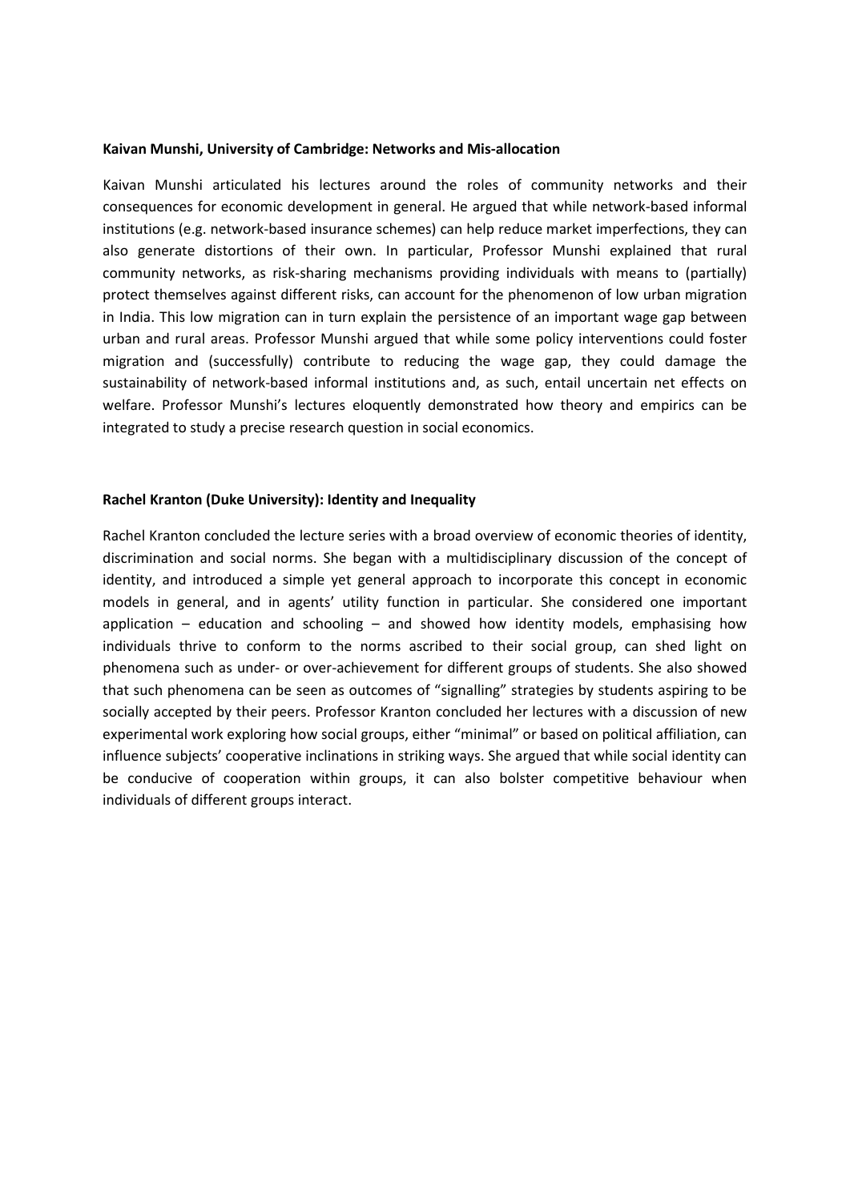**Kaivan Munshi, University of Cambridge: Networks and Mis-allocation**

Kaivan Munshi articulated his lectures around the roles of community networks and their consequences for economic development in general. He argued that while network-based informal institutions (e.g. network-based insurance schemes) can help reduce market imperfections, they can also generate distortions of their own. In particular, Professor Munshi explained that rural community networks, as risk-sharing mechanisms providing individuals with means to (partially) protect themselves against different risks, can account for the phenomenon of low urban migration in India. This low migration can in turn explain the persistence of an important wage gap between urban and rural areas. Professor Munshi argued that while some policy interventions could foster migration and (successfully) contribute to reducing the wage gap, they could damage the sustainability of network-based informal institutions and, as such, entail uncertain net effects on welfare. Professor Munshi's lectures eloquently demonstrated how theory and empirics can be integrated to study a precise research question in social economics.

**Rachel Kranton (Duke University): Identity and Inequality**

Rachel Kranton concluded the lecture series with a broad overview of economic theories of identity, discrimination and social norms. She began with a multidisciplinary discussion of the concept of identity, and introduced a simple yet general approach to incorporate this concept in economic models in general, and in agents' utility function in particular. She considered one important application – education and schooling – and showed how identity models, emphasising how individuals thrive to conform to the norms ascribed to their social group, can shed light on phenomena such as under- or over-achievement for different groups of students. She also showed that such phenomena can be seen as outcomes of "signalling" strategies by students aspiring to be socially accepted by their peers. Professor Kranton concluded her lectures with a discussion of new experimental work exploring how social groups, either "minimal" or based on political affiliation, can influence subjects' cooperative inclinations in striking ways. She argued that while social identity can be conducive of cooperation within groups, it can also bolster competitive behaviour when individuals of different groups interact.